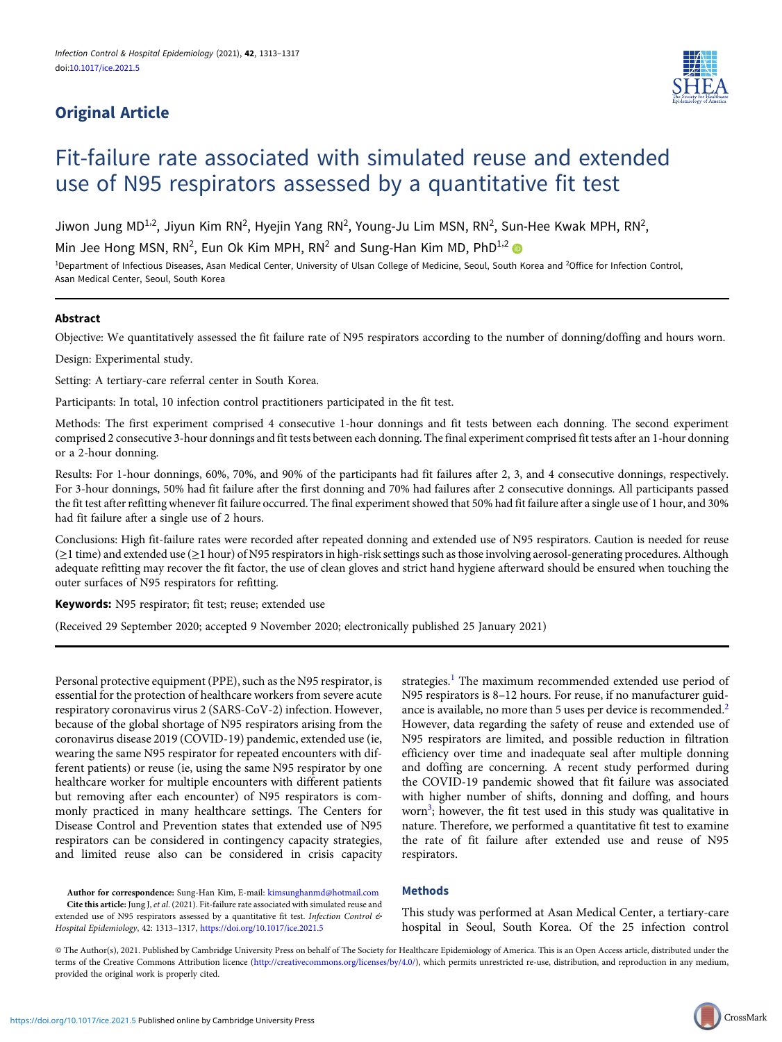## Original Article

# Fit-failure rate associated with simulated reuse and extended use of N95 respirators assessed by a quantitative fit test

Jiwon Jung MD[1,2], Jiyun Kim RN[2], Hyejin Yang RN[2], Young-Ju Lim MSN, RN[2], Sun-Hee Kwak MPH, RN[2], Min Jee Hong MSN, RN[2], Eun Ok Kim MPH, RN[2] and Sung-Han Kim MD, PhD[1,2]

[1]Department of Infectious Diseases, Asan Medical Center, University of Ulsan College of Medicine, Seoul, South Korea and [2]Office for Infection Control, Asan Medical Center, Seoul, South Korea

### Abstract

Objective: We quantitatively assessed the fit failure rate of N95 respirators according to the number of donning/doffing and hours worn.

Design: Experimental study.

Setting: A tertiary-care referral center in South Korea.

Participants: In total, 10 infection control practitioners participated in the fit test.

Methods: The first experiment comprised 4 consecutive 1-hour donnings and fit tests between each donning. The second experiment comprised 2 consecutive 3-hour donnings and fit tests between each donning. The final experiment comprised fit tests after an 1-hour donning or a 2-hour donning.

Results: For 1-hour donnings, 60%, 70%, and 90% of the participants had fit failures after 2, 3, and 4 consecutive donnings, respectively. For 3-hour donnings, 50% had fit failure after the first donning and 70% had failures after 2 consecutive donnings. All participants passed the fit test after refitting whenever fit failure occurred. The final experiment showed that 50% had fit failure after a single use of 1 hour, and 30% had fit failure after a single use of 2 hours.

Conclusions: High fit-failure rates were recorded after repeated donning and extended use of N95 respirators. Caution is needed for reuse (≥1 time) and extended use (≥1 hour) of N95 respirators in high-risk settings such as those involving aerosol-generating procedures. Although adequate refitting may recover the fit factor, the use of clean gloves and strict hand hygiene afterward should be ensured when touching the outer surfaces of N95 respirators for refitting.

**Keywords:** N95 respirator; fit test; reuse; extended use

(Received 29 September 2020; accepted 9 November 2020; electronically published 25 January 2021)

Personal protective equipment (PPE), such as the N95 respirator, is essential for the protection of healthcare workers from severe acute respiratory coronavirus virus 2 (SARS-CoV-2) infection. However, because of the global shortage of N95 respirators arising from the coronavirus disease 2019 (COVID-19) pandemic, extended use (ie, wearing the same N95 respirator for repeated encounters with different patients) or reuse (ie, using the same N95 respirator by one healthcare worker for multiple encounters with different patients but removing after each encounter) of N95 respirators is commonly practiced in many healthcare settings. The Centers for Disease Control and Prevention states that extended use of N95 respirators can be considered in contingency capacity strategies, and limited reuse also can be considered in crisis capacity strategies.[1] The maximum recommended extended use period of N95 respirators is 8–12 hours. For reuse, if no manufacturer guidance is available, no more than 5 uses per device is recommended.[2] However, data regarding the safety of reuse and extended use of N95 respirators are limited, and possible reduction in filtration efficiency over time and inadequate seal after multiple donning and doffing are concerning. A recent study performed during the COVID-19 pandemic showed that fit failure was associated with higher number of shifts, donning and doffing, and hours worn[3]; however, the fit test used in this study was qualitative in nature. Therefore, we performed a quantitative fit test to examine the rate of fit failure after extended use and reuse of N95 respirators.

**Author for correspondence:** Sung-Han Kim, E-mail: kimsunghanmd@hotmail.com

**Cite this article:** Jung J, *et al.* (2021). Fit-failure rate associated with simulated reuse and extended use of N95 respirators assessed by a quantitative fit test. *Infection Control & Hospital Epidemiology*, 42: 1313–1317, https://doi.org/10.1017/ice.2021.5

## Methods

This study was performed at Asan Medical Center, a tertiary-care hospital in Seoul, South Korea. Of the 25 infection control

© The Author(s), 2021. Published by Cambridge University Press on behalf of The Society for Healthcare Epidemiology of America. This is an Open Access article, distributed under the terms of the Creative Commons Attribution licence (http://creativecommons.org/licenses/by/4.0/), which permits unrestricted re-use, distribution, and reproduction in any medium, provided the original work is properly cited.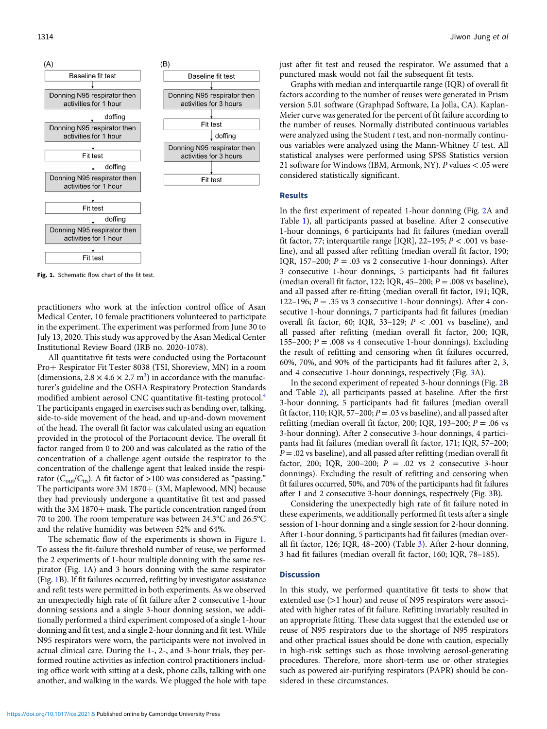(A)

- Baseline fit test
- Donning N95 respirator then activities for 1 hour
- doffing
- Donning N95 respirator then activities for 1 hour
- Fit test
- doffing
- Donning N95 respirator then activities for 1 hour
- Fit test
- doffing
- Donning N95 respirator then activities for 1 hour
- Fit test

(B)

- Baseline fit test
- Donning N95 respirator then activities for 3 hours
- Fit test
- doffing
- Donning N95 respirator then activities for 3 hours
- Fit test

**Fig. 1.** Schematic flow chart of the fit test.

practitioners who work at the infection control office of Asan Medical Center, 10 female practitioners volunteered to participate in the experiment. The experiment was performed from June 30 to July 13, 2020. This study was approved by the Asan Medical Center Institutional Review Board (IRB no. 2020-1078).

All quantitative fit tests were conducted using the Portacount Pro+ Respirator Fit Tester 8038 (TSI, Shoreview, MN) in a room (dimensions, $2.8 \times 4.6 \times 2.7$ m[3]) in accordance with the manufacturer's guideline and the OSHA Respiratory Protection Standards modified ambient aerosol CNC quantitative fit-testing protocol.[4] The participants engaged in exercises such as bending over, talking, side-to-side movement of the head, and up-and-down movement of the head. The overall fit factor was calculated using an equation provided in the protocol of the Portacount device. The overall fit factor ranged from 0 to 200 and was calculated as the ratio of the concentration of a challenge agent outside the respirator to the concentration of the challenge agent that leaked inside the respirator ($C_{out}/C_{in}$). A fit factor of >100 was considered as "passing." The participants wore 3M 1870+ (3M, Maplewood, MN) because they had previously undergone a quantitative fit test and passed with the 3M 1870+ mask. The particle concentration ranged from 70 to 200. The room temperature was between 24.3°C and 26.5°C and the relative humidity was between 52% and 64%.

The schematic flow of the experiments is shown in Figure 1. To assess the fit-failure threshold number of reuse, we performed the 2 experiments of 1-hour multiple donning with the same respirator (Fig. 1A) and 3 hours donning with the same respirator (Fig. 1B). If fit failures occurred, refitting by investigator assistance and refit tests were permitted in both experiments. As we observed an unexpectedly high rate of fit failure after 2 consecutive 1-hour donning sessions and a single 3-hour donning session, we additionally performed a third experiment composed of a single 1-hour donning and fit test, and a single 2-hour donning and fit test. While N95 respirators were worn, the participants were not involved in actual clinical care. During the 1-, 2-, and 3-hour trials, they performed routine activities as infection control practitioners including office work with sitting at a desk, phone calls, talking with one another, and walking in the wards. We plugged the hole with tape just after fit test and reused the respirator. We assumed that a punctured mask would not fail the subsequent fit tests.

Graphs with median and interquartile range (IQR) of overall fit factors according to the number of reuses were generated in Prism version 5.01 software (Graphpad Software, La Jolla, CA). Kaplan-Meier curve was generated for the percent of fit failure according to the number of reuses. Normally distributed continuous variables were analyzed using the Student *t* test, and non-normally continuous variables were analyzed using the Mann-Whitney *U* test. All statistical analyses were performed using SPSS Statistics version 21 software for Windows (IBM, Armonk, NY). *P* values < .05 were considered statistically significant.

## Results

In the first experiment of repeated 1-hour donning (Fig. 2A and Table 1), all participants passed at baseline. After 2 consecutive 1-hour donnings, 6 participants had fit failures (median overall fit factor, 77; interquartile range [IQR], 22–195; $P < .001$ vs baseline), and all passed after refitting (median overall fit factor, 190; IQR, 157–200; $P = .03$ vs 2 consecutive 1-hour donnings). After 3 consecutive 1-hour donnings, 5 participants had fit failures (median overall fit factor, 122; IQR, 45–200; $P = .008$ vs baseline), and all passed after re-fitting (median overall fit factor, 191; IQR, 122–196; $P = .35$ vs 3 consecutive 1-hour donnings). After 4 consecutive 1-hour donnings, 7 participants had fit failures (median overall fit factor, 60; IQR, 33–129; $P < .001$ vs baseline), and all passed after refitting (median overall fit factor, 200; IQR, 155–200; $P = .008$ vs 4 consecutive 1-hour donnings). Excluding the result of refitting and censoring when fit failures occurred, 60%, 70%, and 90% of the participants had fit failures after 2, 3, and 4 consecutive 1-hour donnings, respectively (Fig. 3A).

In the second experiment of repeated 3-hour donnings (Fig. 2B and Table 2), all participants passed at baseline. After the first 3-hour donning, 5 participants had fit failures (median overall fit factor, 110; IQR, 57–200; $P = .03$ vs baseline), and all passed after refitting (median overall fit factor, 200; IQR, 193–200; $P = .06$ vs 3-hour donning). After 2 consecutive 3-hour donnings, 4 participants had fit failures (median overall fit factor, 171; IQR, 57–200; $P = .02$ vs baseline), and all passed after refitting (median overall fit factor, 200; IQR, 200–200; $P = .02$ vs 2 consecutive 3-hour donnings). Excluding the result of refitting and censoring when fit failures occurred, 50%, and 70% of the participants had fit failures after 1 and 2 consecutive 3-hour donnings, respectively (Fig. 3B).

Considering the unexpectedly high rate of fit failure noted in these experiments, we additionally performed fit tests after a single session of 1-hour donning and a single session for 2-hour donning. After 1-hour donning, 5 participants had fit failures (median overall fit factor, 126; IQR, 48–200) (Table 3). After 2-hour donning, 3 had fit failures (median overall fit factor, 160; IQR, 78–185).

## Discussion

In this study, we performed quantitative fit tests to show that extended use (>1 hour) and reuse of N95 respirators were associated with higher rates of fit failure. Refitting invariably resulted in an appropriate fitting. These data suggest that the extended use or reuse of N95 respirators due to the shortage of N95 respirators and other practical issues should be done with caution, especially in high-risk settings such as those involving aerosol-generating procedures. Therefore, more short-term use or other strategies such as powered air-purifying respirators (PAPR) should be considered in these circumstances.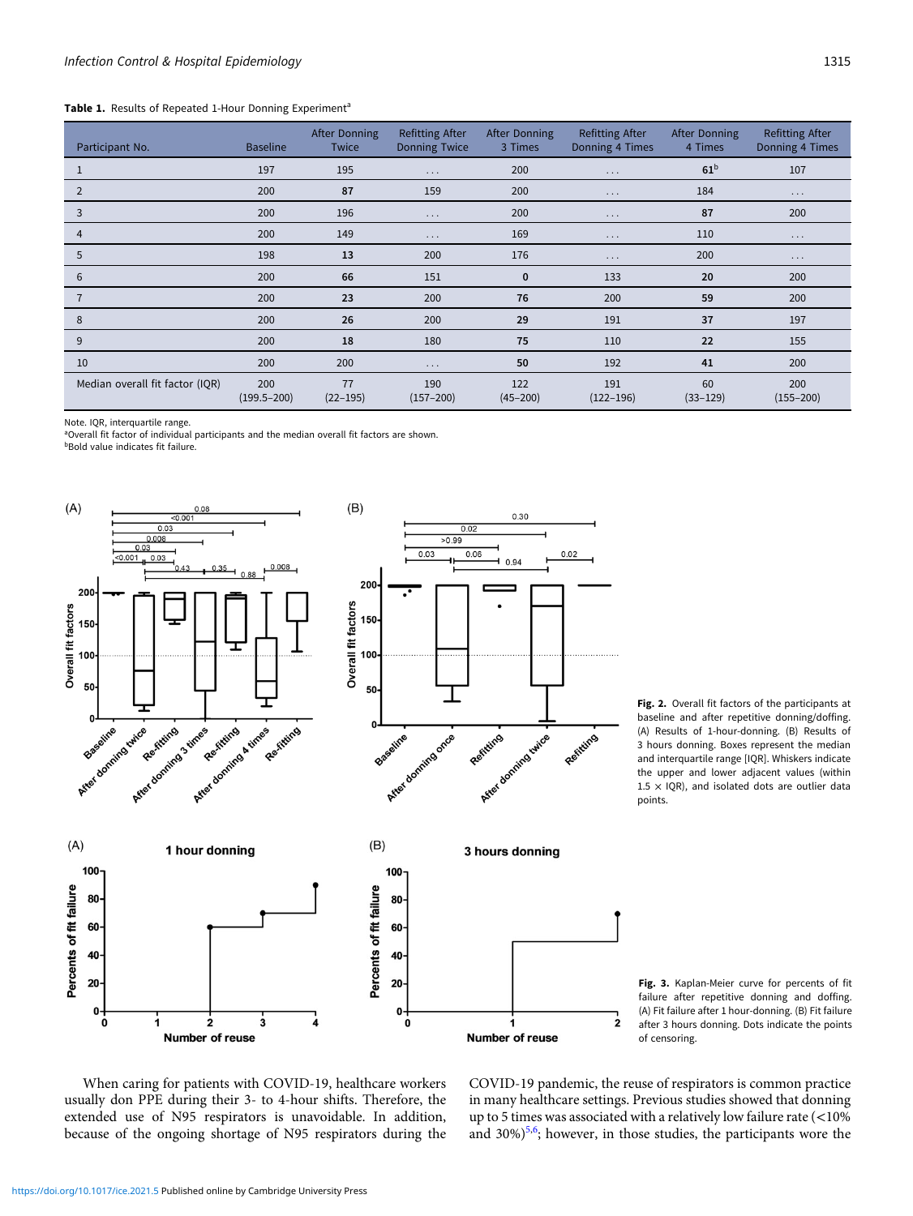**Table 1.** Results of Repeated 1-Hour Donning Experiment[a]

| Participant No. | Baseline | After Donning Twice | Refitting After Donning Twice | After Donning 3 Times | Refitting After Donning 4 Times | After Donning 4 Times | Refitting After Donning 4 Times |
|---|---|---|---|---|---|---|---|
| 1 | 197 | 195 | . . . | 200 | . . . | **61**[b] | 107 |
| 2 | 200 | **87** | 159 | 200 | . . . | 184 | . . . |
| 3 | 200 | 196 | . . . | 200 | . . . | **87** | 200 |
| 4 | 200 | 149 | . . . | 169 | . . . | 110 | . . . |
| 5 | 198 | **13** | 200 | 176 | . . . | 200 | . . . |
| 6 | 200 | **66** | 151 | **0** | 133 | **20** | 200 |
| 7 | 200 | **23** | 200 | **76** | 200 | **59** | 200 |
| 8 | 200 | **26** | 200 | **29** | 191 | **37** | 197 |
| 9 | 200 | **18** | 180 | **75** | 110 | **22** | 155 |
| 10 | 200 | 200 | . . . | **50** | 192 | **41** | 200 |
| Median overall fit factor (IQR) | 200 (199.5–200) | 77 (22–195) | 190 (157–200) | 122 (45–200) | 191 (122–196) | 60 (33–129) | 200 (155–200) |

Note. IQR, interquartile range.
[a]Overall fit factor of individual participants and the median overall fit factors are shown.
[b]Bold value indicates fit failure.

**Fig. 2.** Overall fit factors of the participants at baseline and after repetitive donning/doffing. (A) Results of 1-hour-donning. (B) Results of 3 hours donning. Boxes represent the median and interquartile range [IQR]. Whiskers indicate the upper and lower adjacent values (within 1.5 × IQR), and isolated dots are outlier data points.

**Fig. 3.** Kaplan-Meier curve for percents of fit failure after repetitive donning and doffing. (A) Fit failure after 1 hour-donning. (B) Fit failure after 3 hours donning. Dots indicate the points of censoring.

When caring for patients with COVID-19, healthcare workers usually don PPE during their 3- to 4-hour shifts. Therefore, the extended use of N95 respirators is unavoidable. In addition, because of the ongoing shortage of N95 respirators during the COVID-19 pandemic, the reuse of respirators is common practice in many healthcare settings. Previous studies showed that donning up to 5 times was associated with a relatively low failure rate (<10% and 30%)[5,6]; however, in those studies, the participants wore the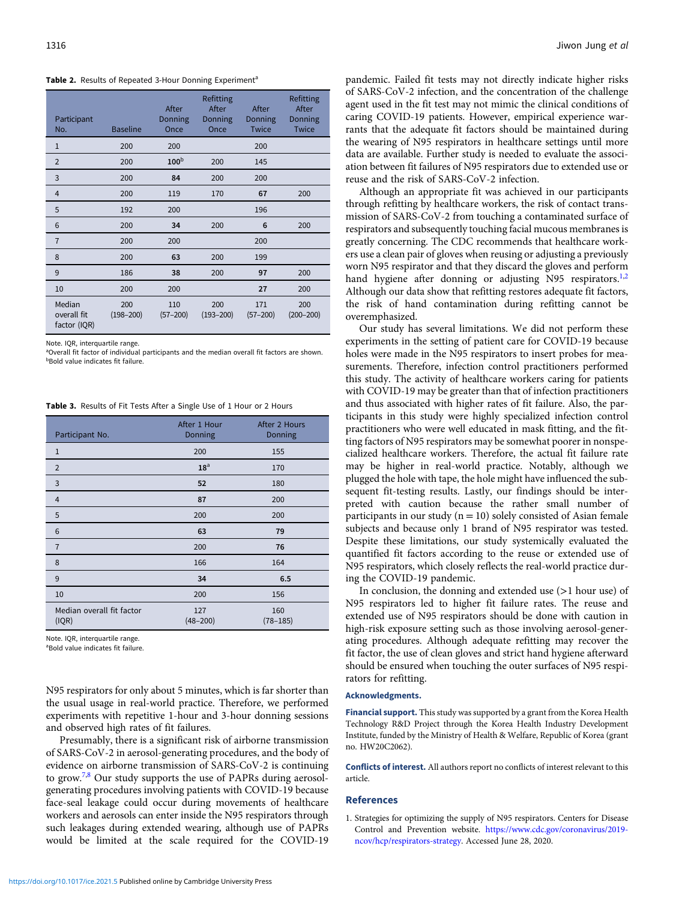**Table 2.** Results of Repeated 3-Hour Donning Experiment[a]

| Participant No. | Baseline | After Donning Once | Refitting After Donning Once | After Donning Twice | Refitting After Donning Twice |
|---|---|---|---|---|---|
| 1 | 200 | 200 | | 200 | |
| 2 | 200 | **100**[b] | 200 | 145 | |
| 3 | 200 | **84** | 200 | 200 | |
| 4 | 200 | 119 | 170 | **67** | 200 |
| 5 | 192 | 200 | | 196 | |
| 6 | 200 | **34** | 200 | **6** | 200 |
| 7 | 200 | 200 | | 200 | |
| 8 | 200 | **63** | 200 | 199 | |
| 9 | 186 | **38** | 200 | **97** | 200 |
| 10 | 200 | 200 | | **27** | 200 |
| Median overall fit factor (IQR) | 200 (198–200) | 110 (57–200) | 200 (193–200) | 171 (57–200) | 200 (200–200) |

Note. IQR, interquartile range.
[a]Overall fit factor of individual participants and the median overall fit factors are shown.
[b]Bold value indicates fit failure.

**Table 3.** Results of Fit Tests After a Single Use of 1 Hour or 2 Hours

| Participant No. | After 1 Hour Donning | After 2 Hours Donning |
|---|---|---|
| 1 | 200 | 155 |
| 2 | **18**[a] | 170 |
| 3 | **52** | 180 |
| 4 | **87** | 200 |
| 5 | 200 | 200 |
| 6 | **63** | **79** |
| 7 | 200 | **76** |
| 8 | 166 | 164 |
| 9 | **34** | **6.5** |
| 10 | 200 | 156 |
| Median overall fit factor (IQR) | 127 (48–200) | 160 (78–185) |

Note. IQR, interquartile range.
[a]Bold value indicates fit failure.

N95 respirators for only about 5 minutes, which is far shorter than the usual usage in real-world practice. Therefore, we performed experiments with repetitive 1-hour and 3-hour donning sessions and observed high rates of fit failures.

Presumably, there is a significant risk of airborne transmission of SARS-CoV-2 in aerosol-generating procedures, and the body of evidence on airborne transmission of SARS-CoV-2 is continuing to grow.[7,8] Our study supports the use of PAPRs during aerosol-generating procedures involving patients with COVID-19 because face-seal leakage could occur during movements of healthcare workers and aerosols can enter inside the N95 respirators through such leakages during extended wearing, although use of PAPRs would be limited at the scale required for the COVID-19 pandemic. Failed fit tests may not directly indicate higher risks of SARS-CoV-2 infection, and the concentration of the challenge agent used in the fit test may not mimic the clinical conditions of caring COVID-19 patients. However, empirical experience warrants that the adequate fit factors should be maintained during the wearing of N95 respirators in healthcare settings until more data are available. Further study is needed to evaluate the association between fit failures of N95 respirators due to extended use or reuse and the risk of SARS-CoV-2 infection.

Although an appropriate fit was achieved in our participants through refitting by healthcare workers, the risk of contact transmission of SARS-CoV-2 from touching a contaminated surface of respirators and subsequently touching facial mucous membranes is greatly concerning. The CDC recommends that healthcare workers use a clean pair of gloves when reusing or adjusting a previously worn N95 respirator and that they discard the gloves and perform hand hygiene after donning or adjusting N95 respirators.[1,2] Although our data show that refitting restores adequate fit factors, the risk of hand contamination during refitting cannot be overemphasized.

Our study has several limitations. We did not perform these experiments in the setting of patient care for COVID-19 because holes were made in the N95 respirators to insert probes for measurements. Therefore, infection control practitioners performed this study. The activity of healthcare workers caring for patients with COVID-19 may be greater than that of infection practitioners and thus associated with higher rates of fit failure. Also, the participants in this study were highly specialized infection control practitioners who were well educated in mask fitting, and the fitting factors of N95 respirators may be somewhat poorer in nonspecialized healthcare workers. Therefore, the actual fit failure rate may be higher in real-world practice. Notably, although we plugged the hole with tape, the hole might have influenced the subsequent fit-testing results. Lastly, our findings should be interpreted with caution because the rather small number of participants in our study ($n = 10$) solely consisted of Asian female subjects and because only 1 brand of N95 respirator was tested. Despite these limitations, our study systemically evaluated the quantified fit factors according to the reuse or extended use of N95 respirators, which closely reflects the real-world practice during the COVID-19 pandemic.

In conclusion, the donning and extended use (>1 hour use) of N95 respirators led to higher fit failure rates. The reuse and extended use of N95 respirators should be done with caution in high-risk exposure setting such as those involving aerosol-generating procedures. Although adequate refitting may recover the fit factor, the use of clean gloves and strict hand hygiene afterward should be ensured when touching the outer surfaces of N95 respirators for refitting.

### Acknowledgments.

**Financial support.** This study was supported by a grant from the Korea Health Technology R&D Project through the Korea Health Industry Development Institute, funded by the Ministry of Health & Welfare, Republic of Korea (grant no. HW20C2062).

**Conflicts of interest.** All authors report no conflicts of interest relevant to this article.

## References

1. Strategies for optimizing the supply of N95 respirators. Centers for Disease Control and Prevention website. https://www.cdc.gov/coronavirus/2019-ncov/hcp/respirators-strategy. Accessed June 28, 2020.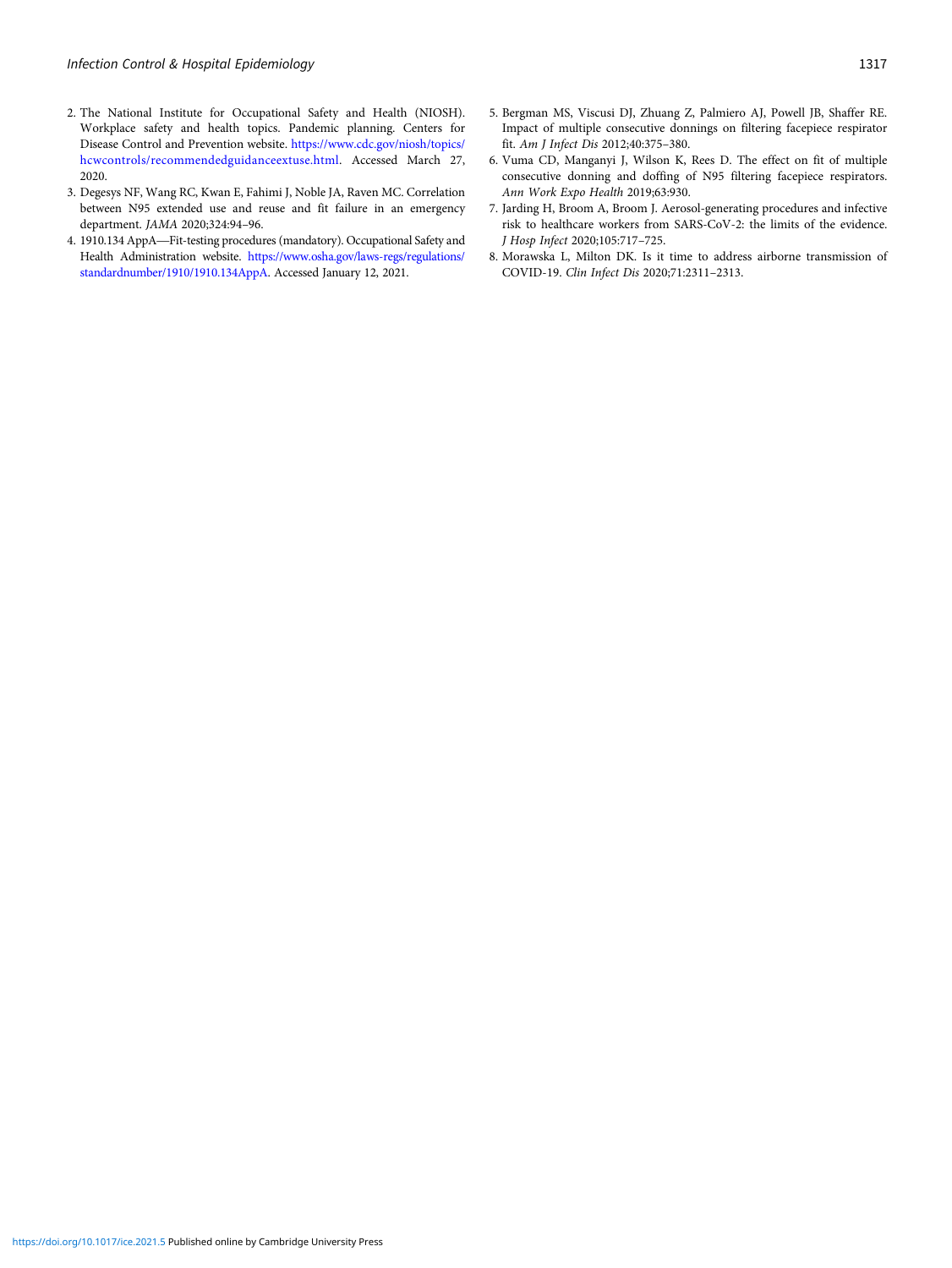2. The National Institute for Occupational Safety and Health (NIOSH). Workplace safety and health topics. Pandemic planning. Centers for Disease Control and Prevention website. https://www.cdc.gov/niosh/topics/hcwcontrols/recommendedguidanceextuse.html. Accessed March 27, 2020.
3. Degesys NF, Wang RC, Kwan E, Fahimi J, Noble JA, Raven MC. Correlation between N95 extended use and reuse and fit failure in an emergency department. *JAMA* 2020;324:94–96.
4. 1910.134 AppA—Fit-testing procedures (mandatory). Occupational Safety and Health Administration website. https://www.osha.gov/laws-regs/regulations/standardnumber/1910/1910.134AppA. Accessed January 12, 2021.
5. Bergman MS, Viscusi DJ, Zhuang Z, Palmiero AJ, Powell JB, Shaffer RE. Impact of multiple consecutive donnings on filtering facepiece respirator fit. *Am J Infect Dis* 2012;40:375–380.
6. Vuma CD, Manganyi J, Wilson K, Rees D. The effect on fit of multiple consecutive donning and doffing of N95 filtering facepiece respirators. *Ann Work Expo Health* 2019;63:930.
7. Jarding H, Broom A, Broom J. Aerosol-generating procedures and infective risk to healthcare workers from SARS-CoV-2: the limits of the evidence. *J Hosp Infect* 2020;105:717–725.
8. Morawska L, Milton DK. Is it time to address airborne transmission of COVID-19. *Clin Infect Dis* 2020;71:2311–2313.